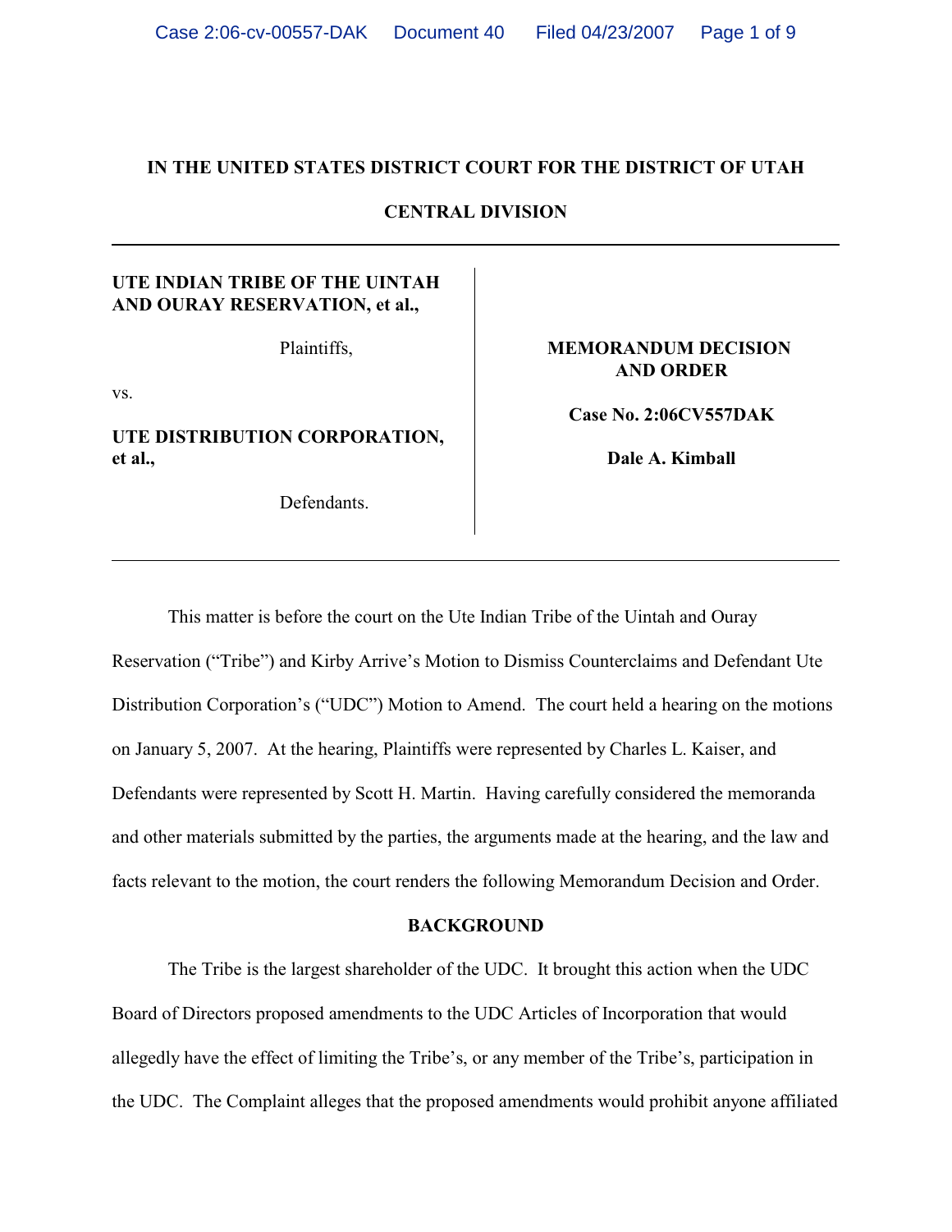**IN THE UNITED STATES DISTRICT COURT FOR THE DISTRICT OF UTAH**

**CENTRAL DIVISION**

---

| | |
|---|---|
| **UTE INDIAN TRIBE OF THE UINTAH AND OURAY RESERVATION, et al.,**<br><br>Plaintiffs,<br><br>vs.<br><br>**UTE DISTRIBUTION CORPORATION, et al.,**<br><br>Defendants. | **MEMORANDUM DECISION AND ORDER**<br><br>**Case No. 2:06CV557DAK**<br><br>**Dale A. Kimball** |

---

This matter is before the court on the Ute Indian Tribe of the Uintah and Ouray Reservation ("Tribe") and Kirby Arrive's Motion to Dismiss Counterclaims and Defendant Ute Distribution Corporation's ("UDC") Motion to Amend. The court held a hearing on the motions on January 5, 2007. At the hearing, Plaintiffs were represented by Charles L. Kaiser, and Defendants were represented by Scott H. Martin. Having carefully considered the memoranda and other materials submitted by the parties, the arguments made at the hearing, and the law and facts relevant to the motion, the court renders the following Memorandum Decision and Order.

## BACKGROUND

The Tribe is the largest shareholder of the UDC. It brought this action when the UDC Board of Directors proposed amendments to the UDC Articles of Incorporation that would allegedly have the effect of limiting the Tribe's, or any member of the Tribe's, participation in the UDC. The Complaint alleges that the proposed amendments would prohibit anyone affiliated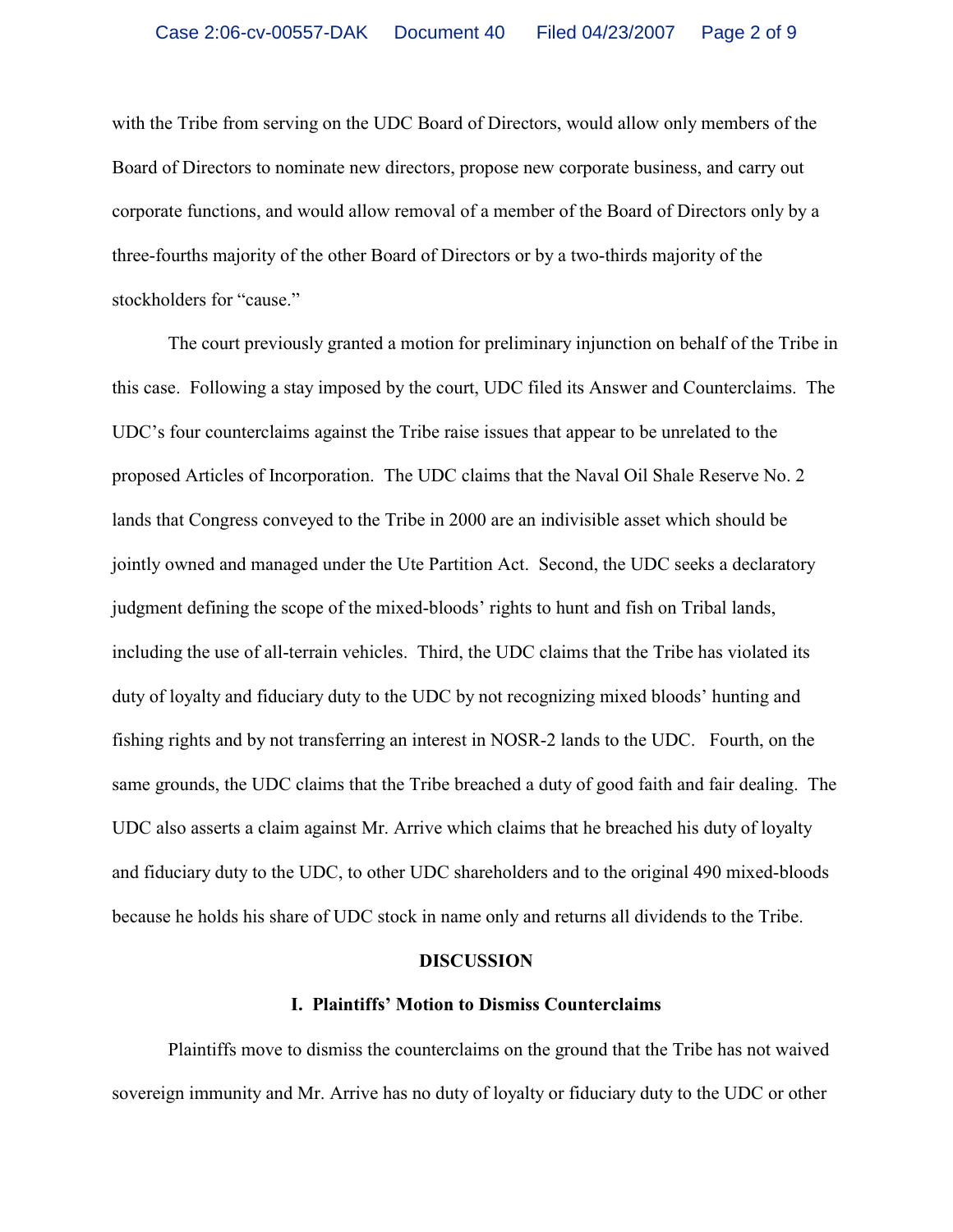with the Tribe from serving on the UDC Board of Directors, would allow only members of the Board of Directors to nominate new directors, propose new corporate business, and carry out corporate functions, and would allow removal of a member of the Board of Directors only by a three-fourths majority of the other Board of Directors or by a two-thirds majority of the stockholders for "cause."

The court previously granted a motion for preliminary injunction on behalf of the Tribe in this case. Following a stay imposed by the court, UDC filed its Answer and Counterclaims. The UDC's four counterclaims against the Tribe raise issues that appear to be unrelated to the proposed Articles of Incorporation. The UDC claims that the Naval Oil Shale Reserve No. 2 lands that Congress conveyed to the Tribe in 2000 are an indivisible asset which should be jointly owned and managed under the Ute Partition Act. Second, the UDC seeks a declaratory judgment defining the scope of the mixed-bloods' rights to hunt and fish on Tribal lands, including the use of all-terrain vehicles. Third, the UDC claims that the Tribe has violated its duty of loyalty and fiduciary duty to the UDC by not recognizing mixed bloods' hunting and fishing rights and by not transferring an interest in NOSR-2 lands to the UDC. Fourth, on the same grounds, the UDC claims that the Tribe breached a duty of good faith and fair dealing. The UDC also asserts a claim against Mr. Arrive which claims that he breached his duty of loyalty and fiduciary duty to the UDC, to other UDC shareholders and to the original 490 mixed-bloods because he holds his share of UDC stock in name only and returns all dividends to the Tribe.

## DISCUSSION

### I. Plaintiffs' Motion to Dismiss Counterclaims

Plaintiffs move to dismiss the counterclaims on the ground that the Tribe has not waived sovereign immunity and Mr. Arrive has no duty of loyalty or fiduciary duty to the UDC or other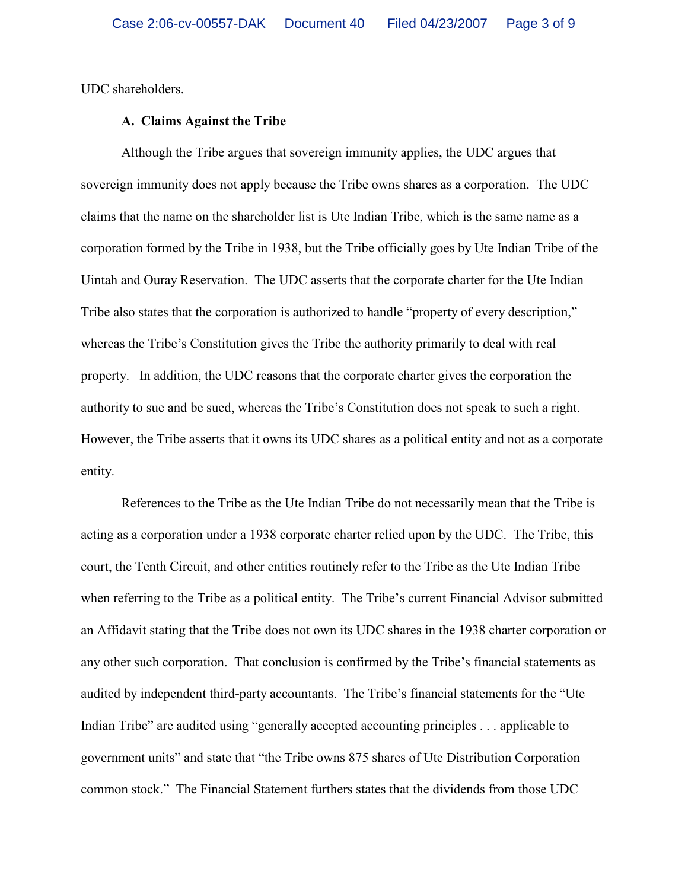UDC shareholders.

### A. Claims Against the Tribe

Although the Tribe argues that sovereign immunity applies, the UDC argues that sovereign immunity does not apply because the Tribe owns shares as a corporation. The UDC claims that the name on the shareholder list is Ute Indian Tribe, which is the same name as a corporation formed by the Tribe in 1938, but the Tribe officially goes by Ute Indian Tribe of the Uintah and Ouray Reservation. The UDC asserts that the corporate charter for the Ute Indian Tribe also states that the corporation is authorized to handle "property of every description," whereas the Tribe's Constitution gives the Tribe the authority primarily to deal with real property. In addition, the UDC reasons that the corporate charter gives the corporation the authority to sue and be sued, whereas the Tribe's Constitution does not speak to such a right. However, the Tribe asserts that it owns its UDC shares as a political entity and not as a corporate entity.

References to the Tribe as the Ute Indian Tribe do not necessarily mean that the Tribe is acting as a corporation under a 1938 corporate charter relied upon by the UDC. The Tribe, this court, the Tenth Circuit, and other entities routinely refer to the Tribe as the Ute Indian Tribe when referring to the Tribe as a political entity. The Tribe's current Financial Advisor submitted an Affidavit stating that the Tribe does not own its UDC shares in the 1938 charter corporation or any other such corporation. That conclusion is confirmed by the Tribe's financial statements as audited by independent third-party accountants. The Tribe's financial statements for the "Ute Indian Tribe" are audited using "generally accepted accounting principles . . . applicable to government units" and state that "the Tribe owns 875 shares of Ute Distribution Corporation common stock." The Financial Statement furthers states that the dividends from those UDC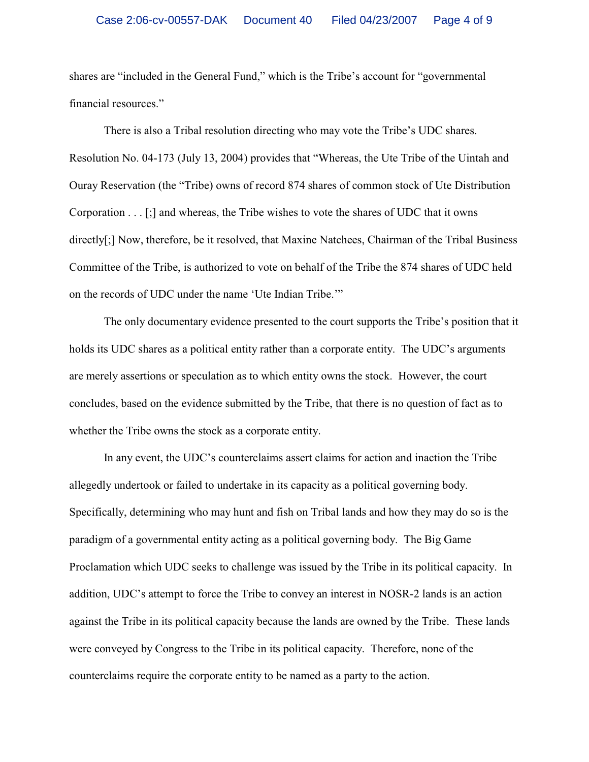shares are "included in the General Fund," which is the Tribe's account for "governmental financial resources."

There is also a Tribal resolution directing who may vote the Tribe's UDC shares. Resolution No. 04-173 (July 13, 2004) provides that "Whereas, the Ute Tribe of the Uintah and Ouray Reservation (the "Tribe) owns of record 874 shares of common stock of Ute Distribution Corporation . . . [;] and whereas, the Tribe wishes to vote the shares of UDC that it owns directly[;] Now, therefore, be it resolved, that Maxine Natchees, Chairman of the Tribal Business Committee of the Tribe, is authorized to vote on behalf of the Tribe the 874 shares of UDC held on the records of UDC under the name 'Ute Indian Tribe.'"

The only documentary evidence presented to the court supports the Tribe's position that it holds its UDC shares as a political entity rather than a corporate entity. The UDC's arguments are merely assertions or speculation as to which entity owns the stock. However, the court concludes, based on the evidence submitted by the Tribe, that there is no question of fact as to whether the Tribe owns the stock as a corporate entity.

In any event, the UDC's counterclaims assert claims for action and inaction the Tribe allegedly undertook or failed to undertake in its capacity as a political governing body. Specifically, determining who may hunt and fish on Tribal lands and how they may do so is the paradigm of a governmental entity acting as a political governing body. The Big Game Proclamation which UDC seeks to challenge was issued by the Tribe in its political capacity. In addition, UDC's attempt to force the Tribe to convey an interest in NOSR-2 lands is an action against the Tribe in its political capacity because the lands are owned by the Tribe. These lands were conveyed by Congress to the Tribe in its political capacity. Therefore, none of the counterclaims require the corporate entity to be named as a party to the action.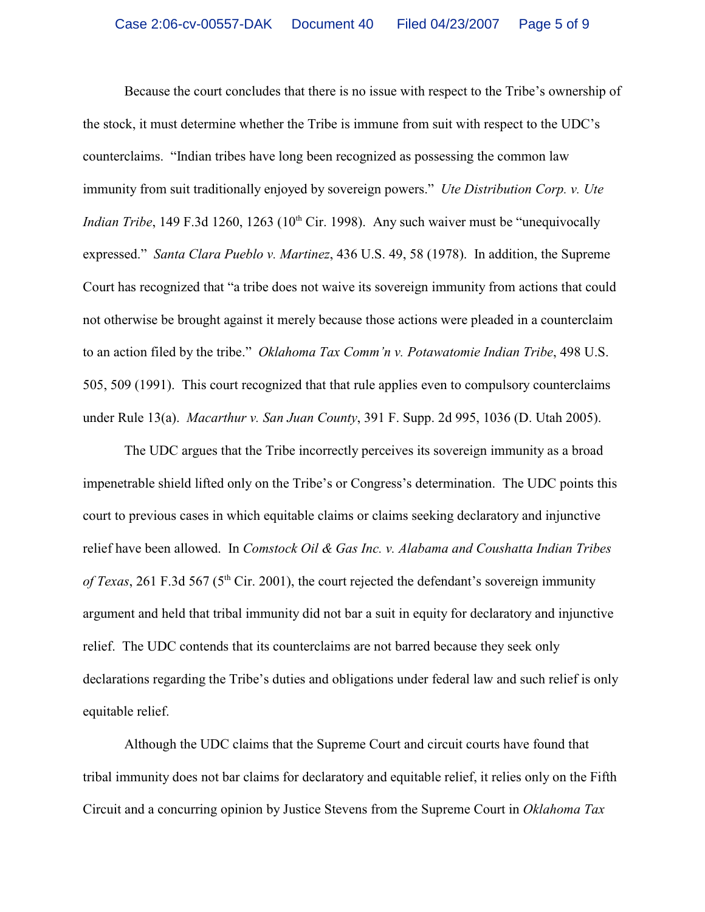Because the court concludes that there is no issue with respect to the Tribe's ownership of the stock, it must determine whether the Tribe is immune from suit with respect to the UDC's counterclaims. "Indian tribes have long been recognized as possessing the common law immunity from suit traditionally enjoyed by sovereign powers." *Ute Distribution Corp. v. Ute Indian Tribe*, 149 F.3d 1260, 1263 (10th Cir. 1998). Any such waiver must be "unequivocally expressed." *Santa Clara Pueblo v. Martinez*, 436 U.S. 49, 58 (1978). In addition, the Supreme Court has recognized that "a tribe does not waive its sovereign immunity from actions that could not otherwise be brought against it merely because those actions were pleaded in a counterclaim to an action filed by the tribe." *Oklahoma Tax Comm'n v. Potawatomie Indian Tribe*, 498 U.S. 505, 509 (1991). This court recognized that that rule applies even to compulsory counterclaims under Rule 13(a). *Macarthur v. San Juan County*, 391 F. Supp. 2d 995, 1036 (D. Utah 2005).

The UDC argues that the Tribe incorrectly perceives its sovereign immunity as a broad impenetrable shield lifted only on the Tribe's or Congress's determination. The UDC points this court to previous cases in which equitable claims or claims seeking declaratory and injunctive relief have been allowed. In *Comstock Oil & Gas Inc. v. Alabama and Coushatta Indian Tribes of Texas*, 261 F.3d 567 (5th Cir. 2001), the court rejected the defendant's sovereign immunity argument and held that tribal immunity did not bar a suit in equity for declaratory and injunctive relief. The UDC contends that its counterclaims are not barred because they seek only declarations regarding the Tribe's duties and obligations under federal law and such relief is only equitable relief.

Although the UDC claims that the Supreme Court and circuit courts have found that tribal immunity does not bar claims for declaratory and equitable relief, it relies only on the Fifth Circuit and a concurring opinion by Justice Stevens from the Supreme Court in *Oklahoma Tax*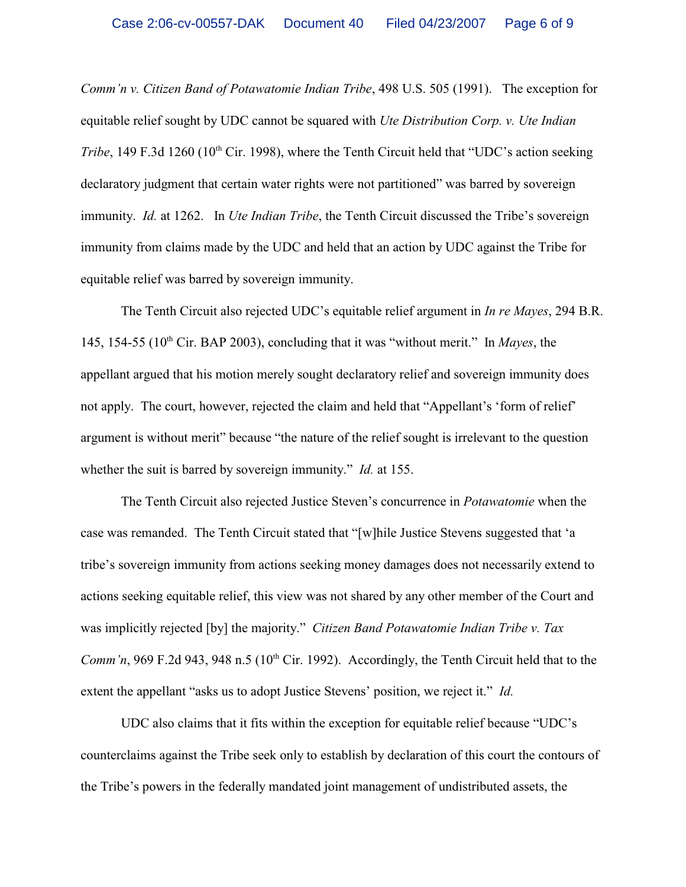*Comm'n v. Citizen Band of Potawatomie Indian Tribe*, 498 U.S. 505 (1991). The exception for equitable relief sought by UDC cannot be squared with *Ute Distribution Corp. v. Ute Indian Tribe*, 149 F.3d 1260 (10th Cir. 1998), where the Tenth Circuit held that "UDC's action seeking declaratory judgment that certain water rights were not partitioned" was barred by sovereign immunity. *Id.* at 1262. In *Ute Indian Tribe*, the Tenth Circuit discussed the Tribe's sovereign immunity from claims made by the UDC and held that an action by UDC against the Tribe for equitable relief was barred by sovereign immunity.

The Tenth Circuit also rejected UDC's equitable relief argument in *In re Mayes*, 294 B.R. 145, 154-55 (10th Cir. BAP 2003), concluding that it was "without merit." In *Mayes*, the appellant argued that his motion merely sought declaratory relief and sovereign immunity does not apply. The court, however, rejected the claim and held that "Appellant's 'form of relief' argument is without merit" because "the nature of the relief sought is irrelevant to the question whether the suit is barred by sovereign immunity." *Id.* at 155.

The Tenth Circuit also rejected Justice Steven's concurrence in *Potawatomie* when the case was remanded. The Tenth Circuit stated that "[w]hile Justice Stevens suggested that 'a tribe's sovereign immunity from actions seeking money damages does not necessarily extend to actions seeking equitable relief, this view was not shared by any other member of the Court and was implicitly rejected [by] the majority." *Citizen Band Potawatomie Indian Tribe v. Tax Comm'n*, 969 F.2d 943, 948 n.5 (10th Cir. 1992). Accordingly, the Tenth Circuit held that to the extent the appellant "asks us to adopt Justice Stevens' position, we reject it." *Id.*

UDC also claims that it fits within the exception for equitable relief because "UDC's counterclaims against the Tribe seek only to establish by declaration of this court the contours of the Tribe's powers in the federally mandated joint management of undistributed assets, the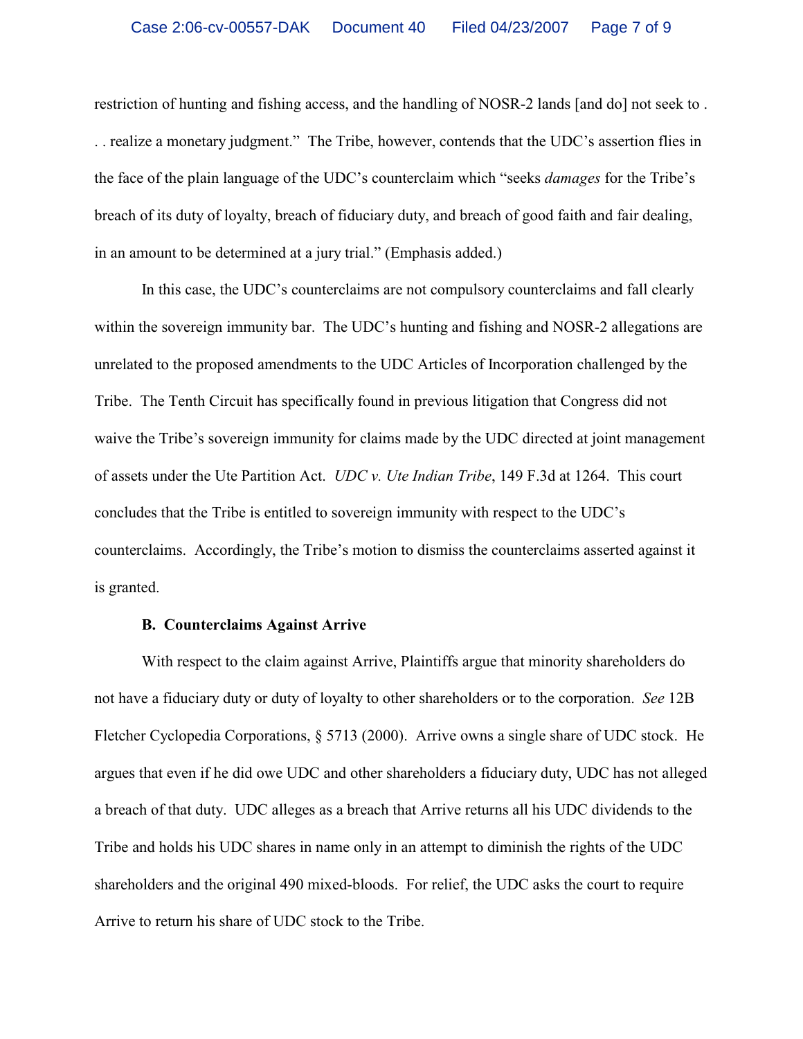restriction of hunting and fishing access, and the handling of NOSR-2 lands [and do] not seek to . . . realize a monetary judgment." The Tribe, however, contends that the UDC's assertion flies in the face of the plain language of the UDC's counterclaim which "seeks *damages* for the Tribe's breach of its duty of loyalty, breach of fiduciary duty, and breach of good faith and fair dealing, in an amount to be determined at a jury trial." (Emphasis added.)

In this case, the UDC's counterclaims are not compulsory counterclaims and fall clearly within the sovereign immunity bar. The UDC's hunting and fishing and NOSR-2 allegations are unrelated to the proposed amendments to the UDC Articles of Incorporation challenged by the Tribe. The Tenth Circuit has specifically found in previous litigation that Congress did not waive the Tribe's sovereign immunity for claims made by the UDC directed at joint management of assets under the Ute Partition Act. *UDC v. Ute Indian Tribe*, 149 F.3d at 1264. This court concludes that the Tribe is entitled to sovereign immunity with respect to the UDC's counterclaims. Accordingly, the Tribe's motion to dismiss the counterclaims asserted against it is granted.

**B. Counterclaims Against Arrive**

With respect to the claim against Arrive, Plaintiffs argue that minority shareholders do not have a fiduciary duty or duty of loyalty to other shareholders or to the corporation. *See* 12B Fletcher Cyclopedia Corporations, § 5713 (2000). Arrive owns a single share of UDC stock. He argues that even if he did owe UDC and other shareholders a fiduciary duty, UDC has not alleged a breach of that duty. UDC alleges as a breach that Arrive returns all his UDC dividends to the Tribe and holds his UDC shares in name only in an attempt to diminish the rights of the UDC shareholders and the original 490 mixed-bloods. For relief, the UDC asks the court to require Arrive to return his share of UDC stock to the Tribe.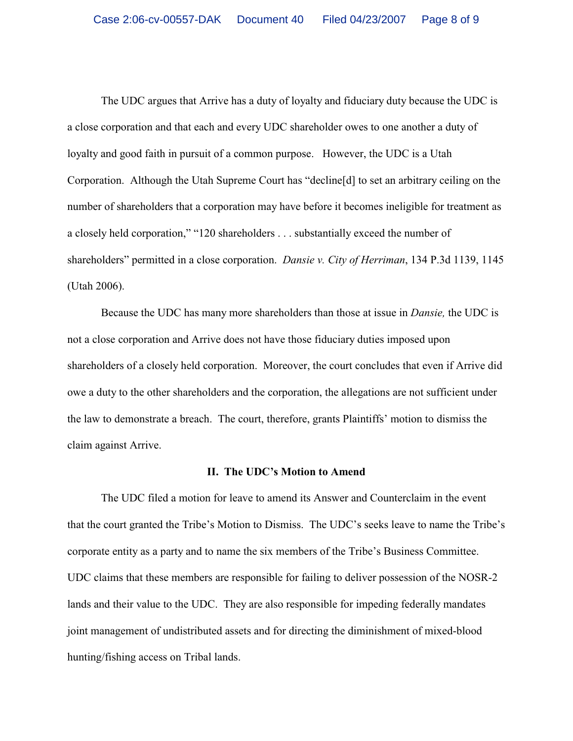The UDC argues that Arrive has a duty of loyalty and fiduciary duty because the UDC is a close corporation and that each and every UDC shareholder owes to one another a duty of loyalty and good faith in pursuit of a common purpose. However, the UDC is a Utah Corporation. Although the Utah Supreme Court has "decline[d] to set an arbitrary ceiling on the number of shareholders that a corporation may have before it becomes ineligible for treatment as a closely held corporation," "120 shareholders . . . substantially exceed the number of shareholders" permitted in a close corporation. *Dansie v. City of Herriman*, 134 P.3d 1139, 1145 (Utah 2006).

Because the UDC has many more shareholders than those at issue in *Dansie,* the UDC is not a close corporation and Arrive does not have those fiduciary duties imposed upon shareholders of a closely held corporation. Moreover, the court concludes that even if Arrive did owe a duty to the other shareholders and the corporation, the allegations are not sufficient under the law to demonstrate a breach. The court, therefore, grants Plaintiffs' motion to dismiss the claim against Arrive.

**II. The UDC's Motion to Amend**

The UDC filed a motion for leave to amend its Answer and Counterclaim in the event that the court granted the Tribe's Motion to Dismiss. The UDC's seeks leave to name the Tribe's corporate entity as a party and to name the six members of the Tribe's Business Committee. UDC claims that these members are responsible for failing to deliver possession of the NOSR-2 lands and their value to the UDC. They are also responsible for impeding federally mandates joint management of undistributed assets and for directing the diminishment of mixed-blood hunting/fishing access on Tribal lands.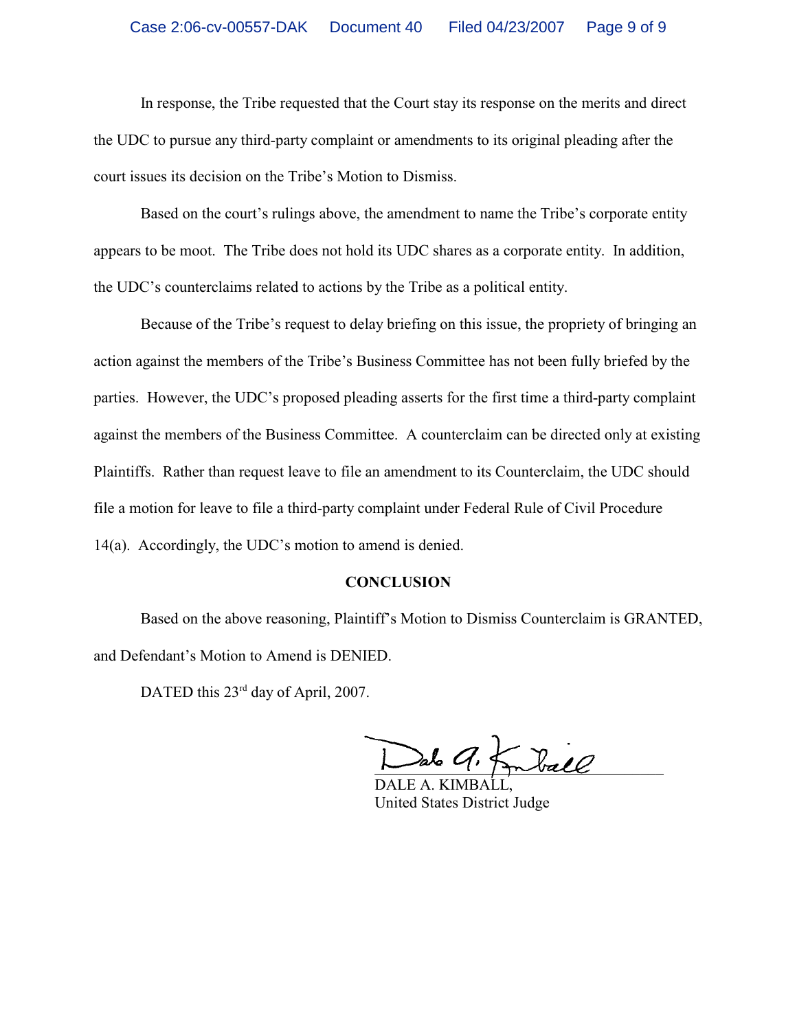In response, the Tribe requested that the Court stay its response on the merits and direct the UDC to pursue any third-party complaint or amendments to its original pleading after the court issues its decision on the Tribe's Motion to Dismiss.

Based on the court's rulings above, the amendment to name the Tribe's corporate entity appears to be moot. The Tribe does not hold its UDC shares as a corporate entity. In addition, the UDC's counterclaims related to actions by the Tribe as a political entity.

Because of the Tribe's request to delay briefing on this issue, the propriety of bringing an action against the members of the Tribe's Business Committee has not been fully briefed by the parties. However, the UDC's proposed pleading asserts for the first time a third-party complaint against the members of the Business Committee. A counterclaim can be directed only at existing Plaintiffs. Rather than request leave to file an amendment to its Counterclaim, the UDC should file a motion for leave to file a third-party complaint under Federal Rule of Civil Procedure 14(a). Accordingly, the UDC's motion to amend is denied.

## CONCLUSION

Based on the above reasoning, Plaintiff's Motion to Dismiss Counterclaim is GRANTED, and Defendant's Motion to Amend is DENIED.

DATED this 23rd day of April, 2007.

DALE A. KIMBALL,
United States District Judge